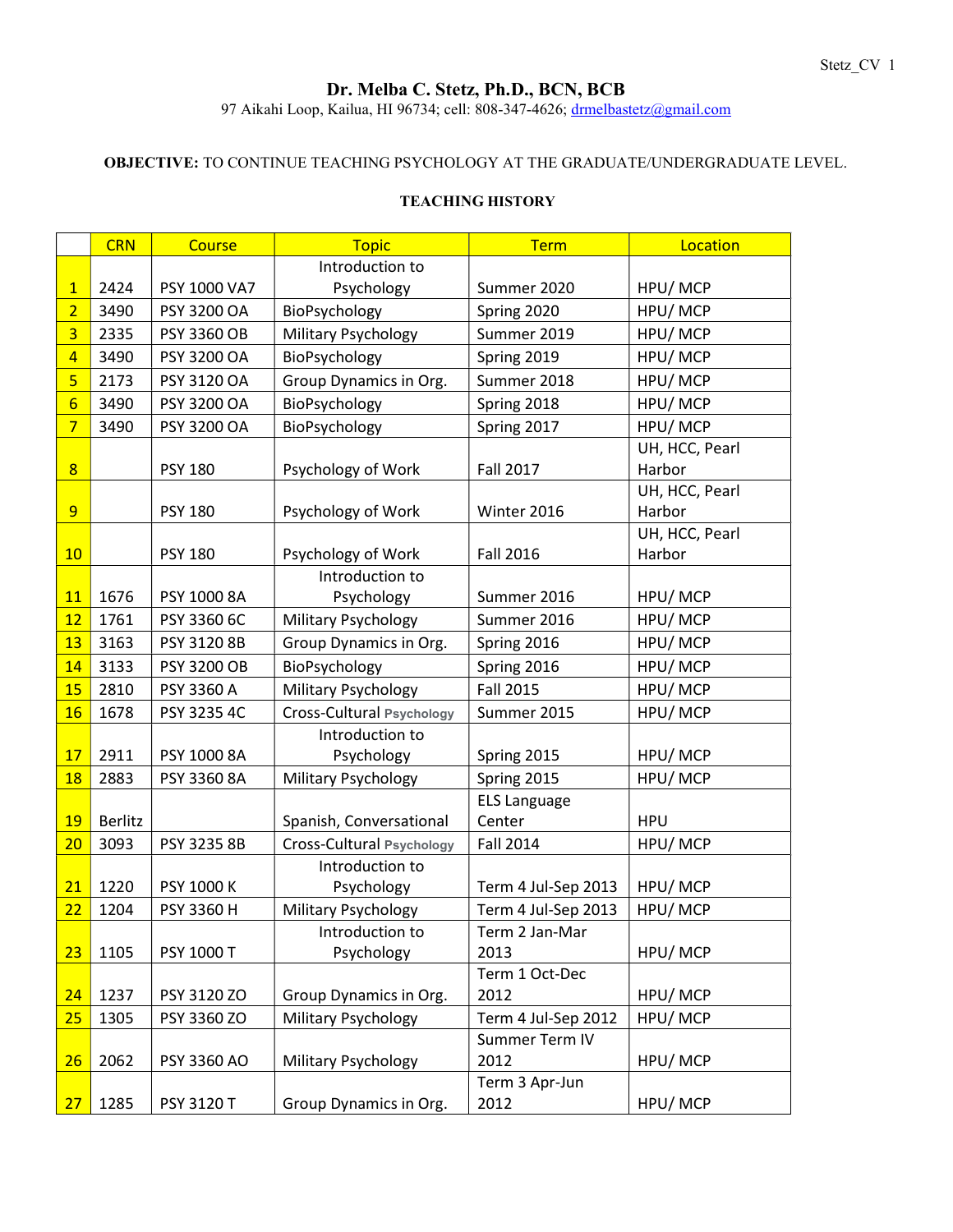# Dr. Melba C. Stetz, Ph.D., BCN, BCB

97 Aikahi Loop, Kailua, HI 96734; cell: 808-347-4626; drmelbastetz@gmail.com

**OBJECTIVE:** TO CONTINUE TEACHING PSYCHOLOGY AT THE GRADUATE/UNDERGRADUATE LEVEL.

## TEACHING HISTORY

| | CRN | Course | Topic | Term | Location |
|---|---|---|---|---|---|
| 1 | 2424 | PSY 1000 VA7 | Introduction to Psychology | Summer 2020 | HPU/ MCP |
| 2 | 3490 | PSY 3200 OA | BioPsychology | Spring 2020 | HPU/ MCP |
| 3 | 2335 | PSY 3360 OB | Military Psychology | Summer 2019 | HPU/ MCP |
| 4 | 3490 | PSY 3200 OA | BioPsychology | Spring 2019 | HPU/ MCP |
| 5 | 2173 | PSY 3120 OA | Group Dynamics in Org. | Summer 2018 | HPU/ MCP |
| 6 | 3490 | PSY 3200 OA | BioPsychology | Spring 2018 | HPU/ MCP |
| 7 | 3490 | PSY 3200 OA | BioPsychology | Spring 2017 | HPU/ MCP |
| 8 | | PSY 180 | Psychology of Work | Fall 2017 | UH, HCC, Pearl Harbor |
| 9 | | PSY 180 | Psychology of Work | Winter 2016 | UH, HCC, Pearl Harbor |
| 10 | | PSY 180 | Psychology of Work | Fall 2016 | UH, HCC, Pearl Harbor |
| 11 | 1676 | PSY 1000 8A | Introduction to Psychology | Summer 2016 | HPU/ MCP |
| 12 | 1761 | PSY 3360 6C | Military Psychology | Summer 2016 | HPU/ MCP |
| 13 | 3163 | PSY 3120 8B | Group Dynamics in Org. | Spring 2016 | HPU/ MCP |
| 14 | 3133 | PSY 3200 OB | BioPsychology | Spring 2016 | HPU/ MCP |
| 15 | 2810 | PSY 3360 A | Military Psychology | Fall 2015 | HPU/ MCP |
| 16 | 1678 | PSY 3235 4C | Cross-Cultural Psychology | Summer 2015 | HPU/ MCP |
| 17 | 2911 | PSY 1000 8A | Introduction to Psychology | Spring 2015 | HPU/ MCP |
| 18 | 2883 | PSY 3360 8A | Military Psychology | Spring 2015 | HPU/ MCP |
| 19 | Berlitz | | Spanish, Conversational | ELS Language Center | HPU |
| 20 | 3093 | PSY 3235 8B | Cross-Cultural Psychology | Fall 2014 | HPU/ MCP |
| 21 | 1220 | PSY 1000 K | Introduction to Psychology | Term 4 Jul-Sep 2013 | HPU/ MCP |
| 22 | 1204 | PSY 3360 H | Military Psychology | Term 4 Jul-Sep 2013 | HPU/ MCP |
| 23 | 1105 | PSY 1000 T | Introduction to Psychology | Term 2 Jan-Mar 2013 | HPU/ MCP |
| 24 | 1237 | PSY 3120 ZO | Group Dynamics in Org. | Term 1 Oct-Dec 2012 | HPU/ MCP |
| 25 | 1305 | PSY 3360 ZO | Military Psychology | Term 4 Jul-Sep 2012 | HPU/ MCP |
| 26 | 2062 | PSY 3360 AO | Military Psychology | Summer Term IV 2012 | HPU/ MCP |
| 27 | 1285 | PSY 3120 T | Group Dynamics in Org. | Term 3 Apr-Jun 2012 | HPU/ MCP |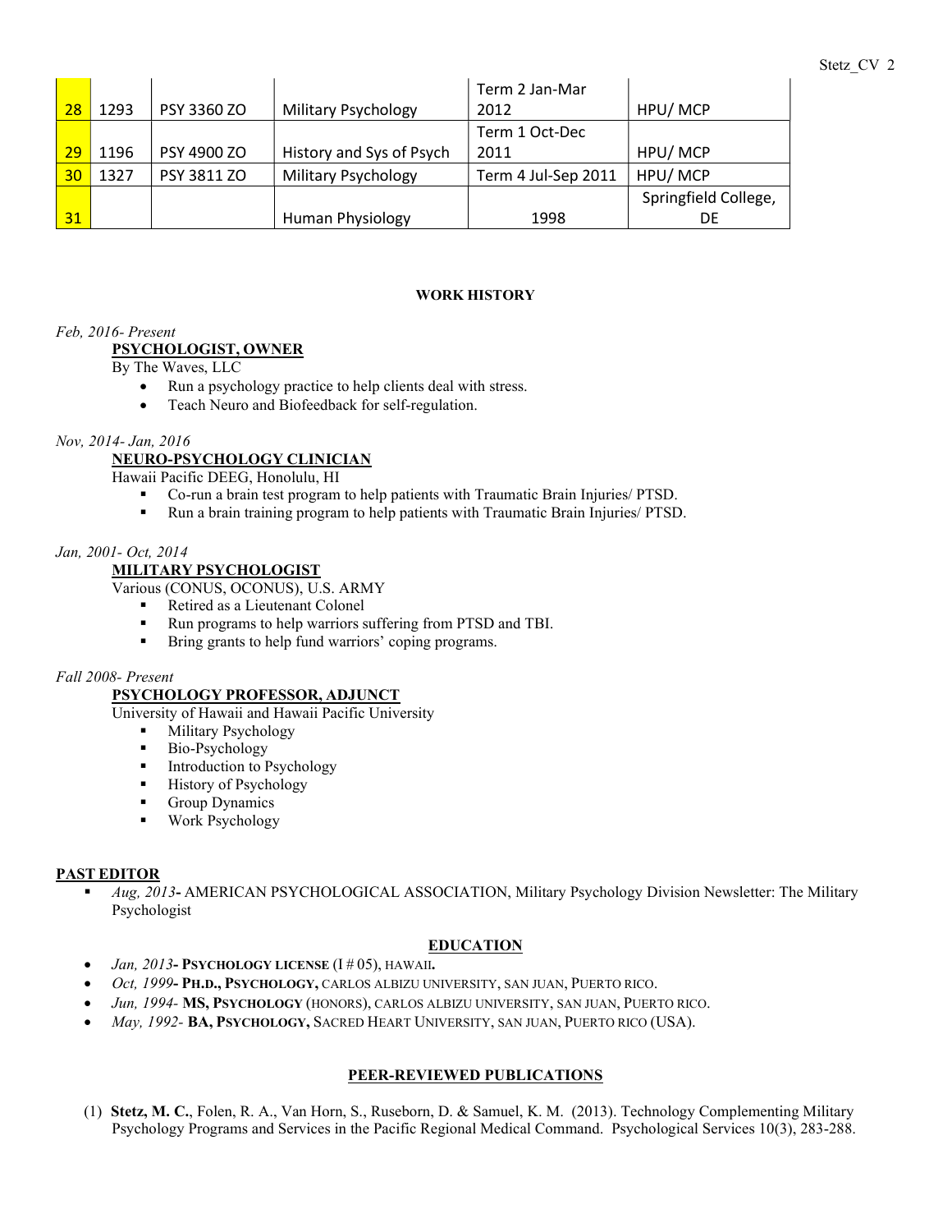| | | | | | |
|---|---|---|---|---|---|
| 28 | 1293 | PSY 3360 ZO | Military Psychology | Term 2 Jan-Mar 2012 | HPU/ MCP |
| 29 | 1196 | PSY 4900 ZO | History and Sys of Psych | Term 1 Oct-Dec 2011 | HPU/ MCP |
| 30 | 1327 | PSY 3811 ZO | Military Psychology | Term 4 Jul-Sep 2011 | HPU/ MCP |
| 31 | | | Human Physiology | 1998 | Springfield College, DE |

## WORK HISTORY

*Feb, 2016- Present*

**PSYCHOLOGIST, OWNER**

By The Waves, LLC

- Run a psychology practice to help clients deal with stress.
- Teach Neuro and Biofeedback for self-regulation.

*Nov, 2014- Jan, 2016*

**NEURO-PSYCHOLOGY CLINICIAN**

Hawaii Pacific DEEG, Honolulu, HI

- Co-run a brain test program to help patients with Traumatic Brain Injuries/ PTSD.
- Run a brain training program to help patients with Traumatic Brain Injuries/ PTSD.

*Jan, 2001- Oct, 2014*

**MILITARY PSYCHOLOGIST**

Various (CONUS, OCONUS), U.S. ARMY

- Retired as a Lieutenant Colonel
- Run programs to help warriors suffering from PTSD and TBI.
- Bring grants to help fund warriors' coping programs.

*Fall 2008- Present*

**PSYCHOLOGY PROFESSOR, ADJUNCT**

University of Hawaii and Hawaii Pacific University

- Military Psychology
- Bio-Psychology
- Introduction to Psychology
- History of Psychology
- Group Dynamics
- Work Psychology

## PAST EDITOR

- *Aug, 2013***-** AMERICAN PSYCHOLOGICAL ASSOCIATION, Military Psychology Division Newsletter: The Military Psychologist

## EDUCATION

- *Jan, 2013***- PSYCHOLOGY LICENSE** (I # 05), HAWAII**.**
- *Oct, 1999***- PH.D., PSYCHOLOGY,** CARLOS ALBIZU UNIVERSITY, SAN JUAN, PUERTO RICO.
- *Jun, 1994-* **MS, PSYCHOLOGY** (HONORS), CARLOS ALBIZU UNIVERSITY, SAN JUAN, PUERTO RICO.
- *May, 1992-* **BA, PSYCHOLOGY,** SACRED HEART UNIVERSITY, SAN JUAN, PUERTO RICO (USA).

## PEER-REVIEWED PUBLICATIONS

(1) **Stetz, M. C.**, Folen, R. A., Van Horn, S., Ruseborn, D. & Samuel, K. M. (2013). Technology Complementing Military Psychology Programs and Services in the Pacific Regional Medical Command. Psychological Services 10(3), 283-288.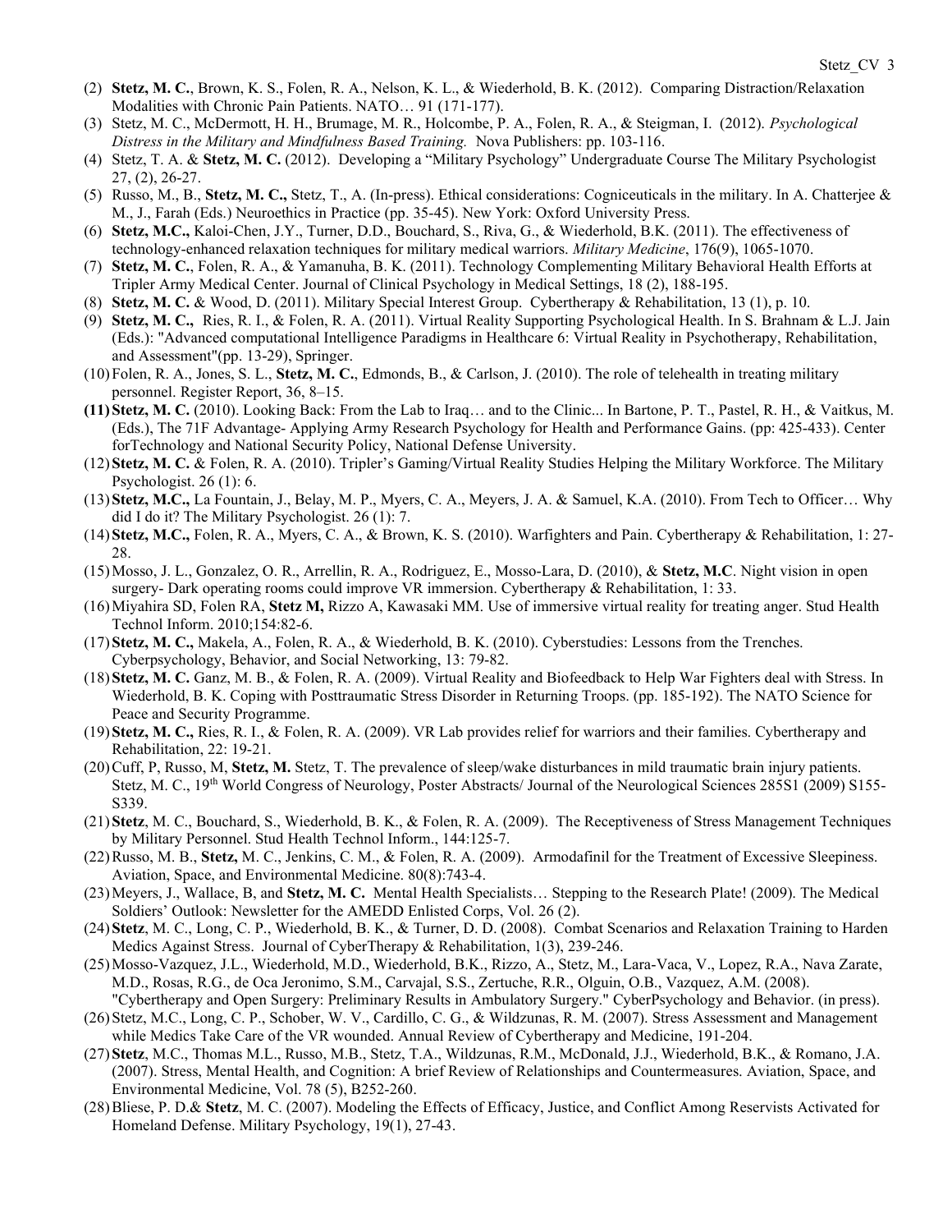(2) **Stetz, M. C.**, Brown, K. S., Folen, R. A., Nelson, K. L., & Wiederhold, B. K. (2012). Comparing Distraction/Relaxation Modalities with Chronic Pain Patients. NATO… 91 (171-177).

(3) Stetz, M. C., McDermott, H. H., Brumage, M. R., Holcombe, P. A., Folen, R. A., & Steigman, I. (2012). *Psychological Distress in the Military and Mindfulness Based Training.* Nova Publishers: pp. 103-116.

(4) Stetz, T. A. & **Stetz, M. C.** (2012). Developing a "Military Psychology" Undergraduate Course The Military Psychologist 27, (2), 26-27.

(5) Russo, M., B., **Stetz, M. C.,** Stetz, T., A. (In-press). Ethical considerations: Cogniceuticals in the military. In A. Chatterjee & M., J., Farah (Eds.) Neuroethics in Practice (pp. 35-45). New York: Oxford University Press.

(6) **Stetz, M.C.,** Kaloi-Chen, J.Y., Turner, D.D., Bouchard, S., Riva, G., & Wiederhold, B.K. (2011). The effectiveness of technology-enhanced relaxation techniques for military medical warriors. *Military Medicine*, 176(9), 1065-1070.

(7) **Stetz, M. C.**, Folen, R. A., & Yamanuha, B. K. (2011). Technology Complementing Military Behavioral Health Efforts at Tripler Army Medical Center. Journal of Clinical Psychology in Medical Settings, 18 (2), 188-195.

(8) **Stetz, M. C.** & Wood, D. (2011). Military Special Interest Group. Cybertherapy & Rehabilitation, 13 (1), p. 10.

(9) **Stetz, M. C.,** Ries, R. I., & Folen, R. A. (2011). Virtual Reality Supporting Psychological Health. In S. Brahnam & L.J. Jain (Eds.): "Advanced computational Intelligence Paradigms in Healthcare 6: Virtual Reality in Psychotherapy, Rehabilitation, and Assessment"(pp. 13-29), Springer.

(10) Folen, R. A., Jones, S. L., **Stetz, M. C.**, Edmonds, B., & Carlson, J. (2010). The role of telehealth in treating military personnel. Register Report, 36, 8–15.

**(11)** **Stetz, M. C.** (2010). Looking Back: From the Lab to Iraq… and to the Clinic... In Bartone, P. T., Pastel, R. H., & Vaitkus, M. (Eds.), The 71F Advantage- Applying Army Research Psychology for Health and Performance Gains. (pp: 425-433). Center forTechnology and National Security Policy, National Defense University.

(12) **Stetz, M. C.** & Folen, R. A. (2010). Tripler's Gaming/Virtual Reality Studies Helping the Military Workforce. The Military Psychologist. 26 (1): 6.

(13) **Stetz, M.C.,** La Fountain, J., Belay, M. P., Myers, C. A., Meyers, J. A. & Samuel, K.A. (2010). From Tech to Officer… Why did I do it? The Military Psychologist. 26 (1): 7.

(14) **Stetz, M.C.,** Folen, R. A., Myers, C. A., & Brown, K. S. (2010). Warfighters and Pain. Cybertherapy & Rehabilitation, 1: 27-28.

(15) Mosso, J. L., Gonzalez, O. R., Arrellin, R. A., Rodriguez, E., Mosso-Lara, D. (2010), & **Stetz, M.C**. Night vision in open surgery- Dark operating rooms could improve VR immersion. Cybertherapy & Rehabilitation, 1: 33.

(16) Miyahira SD, Folen RA, **Stetz M,** Rizzo A, Kawasaki MM. Use of immersive virtual reality for treating anger. Stud Health Technol Inform. 2010;154:82-6.

(17) **Stetz, M. C.,** Makela, A., Folen, R. A., & Wiederhold, B. K. (2010). Cyberstudies: Lessons from the Trenches. Cyberpsychology, Behavior, and Social Networking, 13: 79-82.

(18) **Stetz, M. C.** Ganz, M. B., & Folen, R. A. (2009). Virtual Reality and Biofeedback to Help War Fighters deal with Stress. In Wiederhold, B. K. Coping with Posttraumatic Stress Disorder in Returning Troops. (pp. 185-192). The NATO Science for Peace and Security Programme.

(19) **Stetz, M. C.,** Ries, R. I., & Folen, R. A. (2009). VR Lab provides relief for warriors and their families. Cybertherapy and Rehabilitation, 22: 19-21.

(20) Cuff, P, Russo, M, **Stetz, M.** Stetz, T. The prevalence of sleep/wake disturbances in mild traumatic brain injury patients. Stetz, M. C., 19th World Congress of Neurology, Poster Abstracts/ Journal of the Neurological Sciences 285S1 (2009) S155-S339.

(21) **Stetz**, M. C., Bouchard, S., Wiederhold, B. K., & Folen, R. A. (2009). The Receptiveness of Stress Management Techniques by Military Personnel. Stud Health Technol Inform., 144:125-7.

(22) Russo, M. B., **Stetz,** M. C., Jenkins, C. M., & Folen, R. A. (2009). Armodafinil for the Treatment of Excessive Sleepiness. Aviation, Space, and Environmental Medicine. 80(8):743-4.

(23) Meyers, J., Wallace, B, and **Stetz, M. C.** Mental Health Specialists… Stepping to the Research Plate! (2009). The Medical Soldiers' Outlook: Newsletter for the AMEDD Enlisted Corps, Vol. 26 (2).

(24) **Stetz**, M. C., Long, C. P., Wiederhold, B. K., & Turner, D. D. (2008). Combat Scenarios and Relaxation Training to Harden Medics Against Stress. Journal of CyberTherapy & Rehabilitation, 1(3), 239-246.

(25) Mosso-Vazquez, J.L., Wiederhold, M.D., Wiederhold, B.K., Rizzo, A., Stetz, M., Lara-Vaca, V., Lopez, R.A., Nava Zarate, M.D., Rosas, R.G., de Oca Jeronimo, S.M., Carvajal, S.S., Zertuche, R.R., Olguin, O.B., Vazquez, A.M. (2008). "Cybertherapy and Open Surgery: Preliminary Results in Ambulatory Surgery." CyberPsychology and Behavior. (in press).

(26) Stetz, M.C., Long, C. P., Schober, W. V., Cardillo, C. G., & Wildzunas, R. M. (2007). Stress Assessment and Management while Medics Take Care of the VR wounded. Annual Review of Cybertherapy and Medicine, 191-204.

(27) **Stetz**, M.C., Thomas M.L., Russo, M.B., Stetz, T.A., Wildzunas, R.M., McDonald, J.J., Wiederhold, B.K., & Romano, J.A. (2007). Stress, Mental Health, and Cognition: A brief Review of Relationships and Countermeasures. Aviation, Space, and Environmental Medicine, Vol. 78 (5), B252-260.

(28) Bliese, P. D.& **Stetz**, M. C. (2007). Modeling the Effects of Efficacy, Justice, and Conflict Among Reservists Activated for Homeland Defense. Military Psychology, 19(1), 27-43.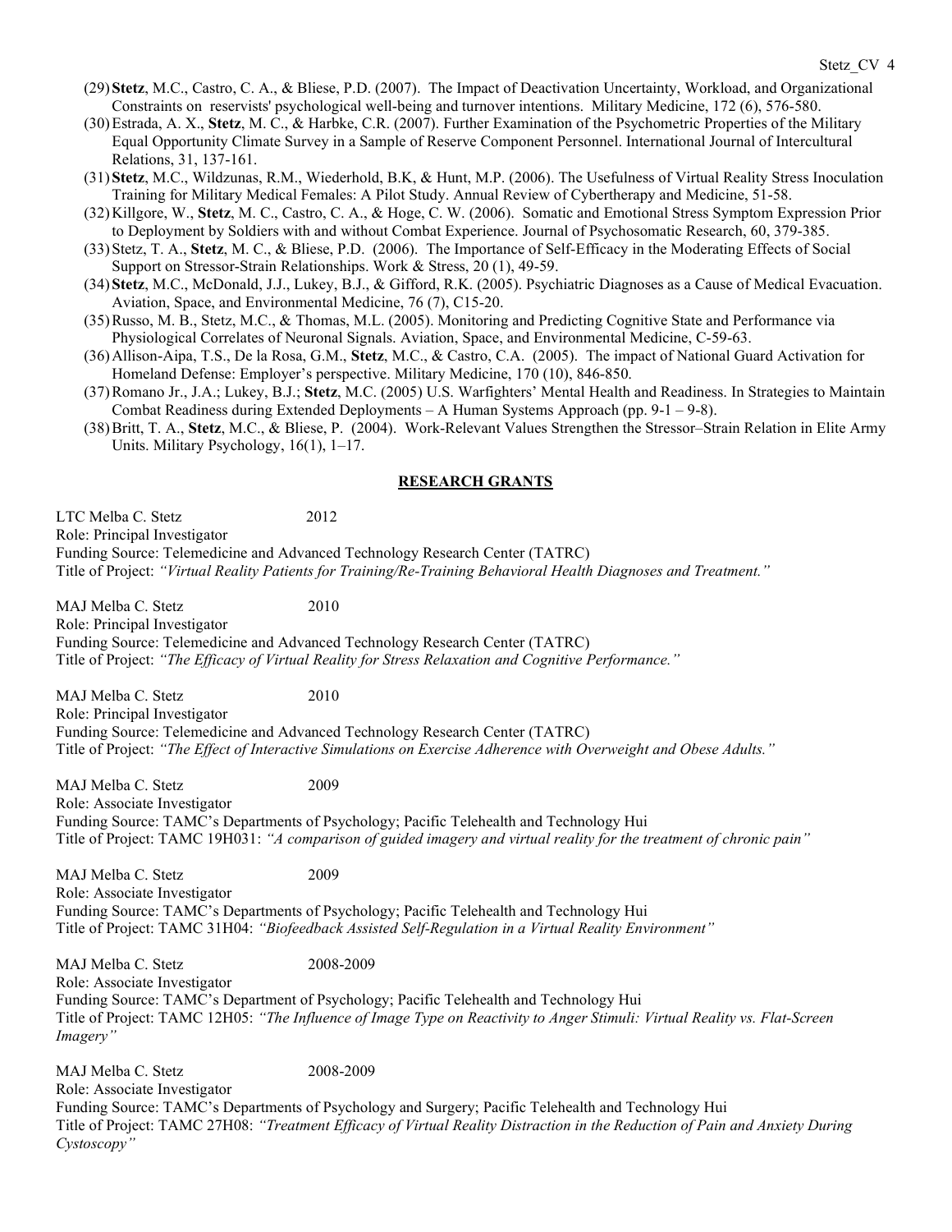(29) **Stetz**, M.C., Castro, C. A., & Bliese, P.D. (2007). The Impact of Deactivation Uncertainty, Workload, and Organizational Constraints on reservists' psychological well-being and turnover intentions. Military Medicine, 172 (6), 576-580.

(30) Estrada, A. X., **Stetz**, M. C., & Harbke, C.R. (2007). Further Examination of the Psychometric Properties of the Military Equal Opportunity Climate Survey in a Sample of Reserve Component Personnel. International Journal of Intercultural Relations, 31, 137-161.

(31) **Stetz**, M.C., Wildzunas, R.M., Wiederhold, B.K, & Hunt, M.P. (2006). The Usefulness of Virtual Reality Stress Inoculation Training for Military Medical Females: A Pilot Study. Annual Review of Cybertherapy and Medicine, 51-58.

(32) Killgore, W., **Stetz**, M. C., Castro, C. A., & Hoge, C. W. (2006). Somatic and Emotional Stress Symptom Expression Prior to Deployment by Soldiers with and without Combat Experience. Journal of Psychosomatic Research, 60, 379-385.

(33) Stetz, T. A., **Stetz**, M. C., & Bliese, P.D. (2006). The Importance of Self-Efficacy in the Moderating Effects of Social Support on Stressor-Strain Relationships. Work & Stress, 20 (1), 49-59.

(34) **Stetz**, M.C., McDonald, J.J., Lukey, B.J., & Gifford, R.K. (2005). Psychiatric Diagnoses as a Cause of Medical Evacuation. Aviation, Space, and Environmental Medicine, 76 (7), C15-20.

(35) Russo, M. B., Stetz, M.C., & Thomas, M.L. (2005). Monitoring and Predicting Cognitive State and Performance via Physiological Correlates of Neuronal Signals. Aviation, Space, and Environmental Medicine, C-59-63.

(36) Allison-Aipa, T.S., De la Rosa, G.M., **Stetz**, M.C., & Castro, C.A. (2005). The impact of National Guard Activation for Homeland Defense: Employer's perspective. Military Medicine, 170 (10), 846-850.

(37) Romano Jr., J.A.; Lukey, B.J.; **Stetz**, M.C. (2005) U.S. Warfighters' Mental Health and Readiness. In Strategies to Maintain Combat Readiness during Extended Deployments – A Human Systems Approach (pp. 9-1 – 9-8).

(38) Britt, T. A., **Stetz**, M.C., & Bliese, P. (2004). Work-Relevant Values Strengthen the Stressor–Strain Relation in Elite Army Units. Military Psychology, 16(1), 1–17.

## RESEARCH GRANTS

LTC Melba C. Stetz 2012
Role: Principal Investigator
Funding Source: Telemedicine and Advanced Technology Research Center (TATRC)
Title of Project: *"Virtual Reality Patients for Training/Re-Training Behavioral Health Diagnoses and Treatment."*

MAJ Melba C. Stetz 2010
Role: Principal Investigator
Funding Source: Telemedicine and Advanced Technology Research Center (TATRC)
Title of Project: *"The Efficacy of Virtual Reality for Stress Relaxation and Cognitive Performance."*

MAJ Melba C. Stetz 2010
Role: Principal Investigator
Funding Source: Telemedicine and Advanced Technology Research Center (TATRC)
Title of Project: *"The Effect of Interactive Simulations on Exercise Adherence with Overweight and Obese Adults."*

MAJ Melba C. Stetz 2009
Role: Associate Investigator
Funding Source: TAMC's Departments of Psychology; Pacific Telehealth and Technology Hui
Title of Project: TAMC 19H031: *"A comparison of guided imagery and virtual reality for the treatment of chronic pain"*

MAJ Melba C. Stetz 2009
Role: Associate Investigator
Funding Source: TAMC's Departments of Psychology; Pacific Telehealth and Technology Hui
Title of Project: TAMC 31H04: *"Biofeedback Assisted Self-Regulation in a Virtual Reality Environment"*

MAJ Melba C. Stetz 2008-2009
Role: Associate Investigator
Funding Source: TAMC's Department of Psychology; Pacific Telehealth and Technology Hui
Title of Project: TAMC 12H05: *"The Influence of Image Type on Reactivity to Anger Stimuli: Virtual Reality vs. Flat-Screen Imagery"*

MAJ Melba C. Stetz 2008-2009
Role: Associate Investigator
Funding Source: TAMC's Departments of Psychology and Surgery; Pacific Telehealth and Technology Hui
Title of Project: TAMC 27H08: *"Treatment Efficacy of Virtual Reality Distraction in the Reduction of Pain and Anxiety During Cystoscopy"*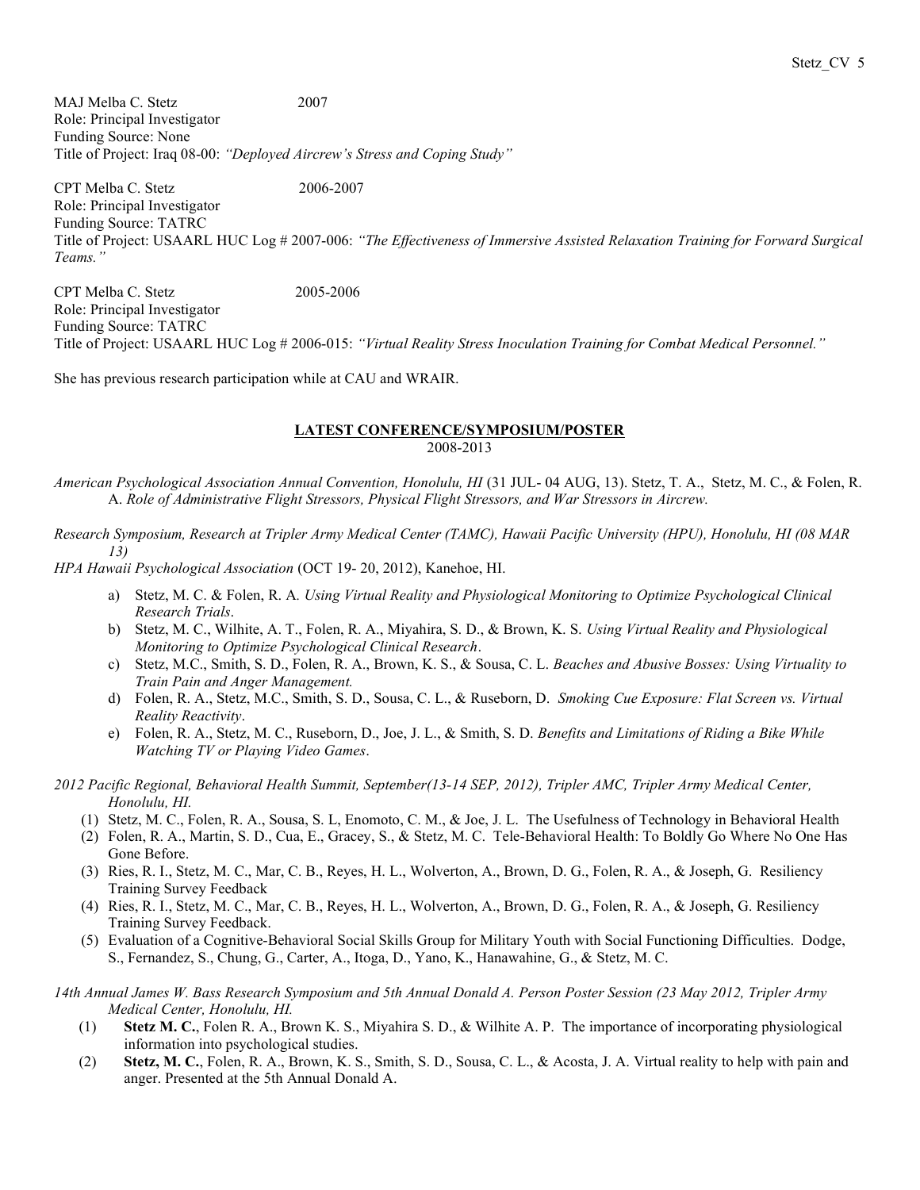MAJ Melba C. Stetz 2007
Role: Principal Investigator
Funding Source: None
Title of Project: Iraq 08-00: *"Deployed Aircrew's Stress and Coping Study"*

CPT Melba C. Stetz 2006-2007
Role: Principal Investigator
Funding Source: TATRC
Title of Project: USAARL HUC Log # 2007-006: *"The Effectiveness of Immersive Assisted Relaxation Training for Forward Surgical Teams."*

CPT Melba C. Stetz 2005-2006
Role: Principal Investigator
Funding Source: TATRC
Title of Project: USAARL HUC Log # 2006-015: *"Virtual Reality Stress Inoculation Training for Combat Medical Personnel."*

She has previous research participation while at CAU and WRAIR.

## LATEST CONFERENCE/SYMPOSIUM/POSTER

2008-2013

*American Psychological Association Annual Convention, Honolulu, HI* (31 JUL- 04 AUG, 13). Stetz, T. A., Stetz, M. C., & Folen, R. A. *Role of Administrative Flight Stressors, Physical Flight Stressors, and War Stressors in Aircrew.*

*Research Symposium, Research at Tripler Army Medical Center (TAMC), Hawaii Pacific University (HPU), Honolulu, HI (08 MAR 13)*

*HPA Hawaii Psychological Association* (OCT 19- 20, 2012), Kanehoe, HI.

a) Stetz, M. C. & Folen, R. A. *Using Virtual Reality and Physiological Monitoring to Optimize Psychological Clinical Research Trials*.
b) Stetz, M. C., Wilhite, A. T., Folen, R. A., Miyahira, S. D., & Brown, K. S. *Using Virtual Reality and Physiological Monitoring to Optimize Psychological Clinical Research*.
c) Stetz, M.C., Smith, S. D., Folen, R. A., Brown, K. S., & Sousa, C. L. *Beaches and Abusive Bosses: Using Virtuality to Train Pain and Anger Management.*
d) Folen, R. A., Stetz, M.C., Smith, S. D., Sousa, C. L., & Ruseborn, D. *Smoking Cue Exposure: Flat Screen vs. Virtual Reality Reactivity*.
e) Folen, R. A., Stetz, M. C., Ruseborn, D., Joe, J. L., & Smith, S. D. *Benefits and Limitations of Riding a Bike While Watching TV or Playing Video Games*.

*2012 Pacific Regional, Behavioral Health Summit, September(13-14 SEP, 2012), Tripler AMC, Tripler Army Medical Center, Honolulu, HI.*

(1) Stetz, M. C., Folen, R. A., Sousa, S. L, Enomoto, C. M., & Joe, J. L. The Usefulness of Technology in Behavioral Health
(2) Folen, R. A., Martin, S. D., Cua, E., Gracey, S., & Stetz, M. C. Tele-Behavioral Health: To Boldly Go Where No One Has Gone Before.
(3) Ries, R. I., Stetz, M. C., Mar, C. B., Reyes, H. L., Wolverton, A., Brown, D. G., Folen, R. A., & Joseph, G. Resiliency Training Survey Feedback
(4) Ries, R. I., Stetz, M. C., Mar, C. B., Reyes, H. L., Wolverton, A., Brown, D. G., Folen, R. A., & Joseph, G. Resiliency Training Survey Feedback.
(5) Evaluation of a Cognitive-Behavioral Social Skills Group for Military Youth with Social Functioning Difficulties. Dodge, S., Fernandez, S., Chung, G., Carter, A., Itoga, D., Yano, K., Hanawahine, G., & Stetz, M. C.

*14th Annual James W. Bass Research Symposium and 5th Annual Donald A. Person Poster Session (23 May 2012, Tripler Army Medical Center, Honolulu, HI.*

(1) **Stetz M. C.**, Folen R. A., Brown K. S., Miyahira S. D., & Wilhite A. P. The importance of incorporating physiological information into psychological studies.
(2) **Stetz, M. C.**, Folen, R. A., Brown, K. S., Smith, S. D., Sousa, C. L., & Acosta, J. A. Virtual reality to help with pain and anger. Presented at the 5th Annual Donald A.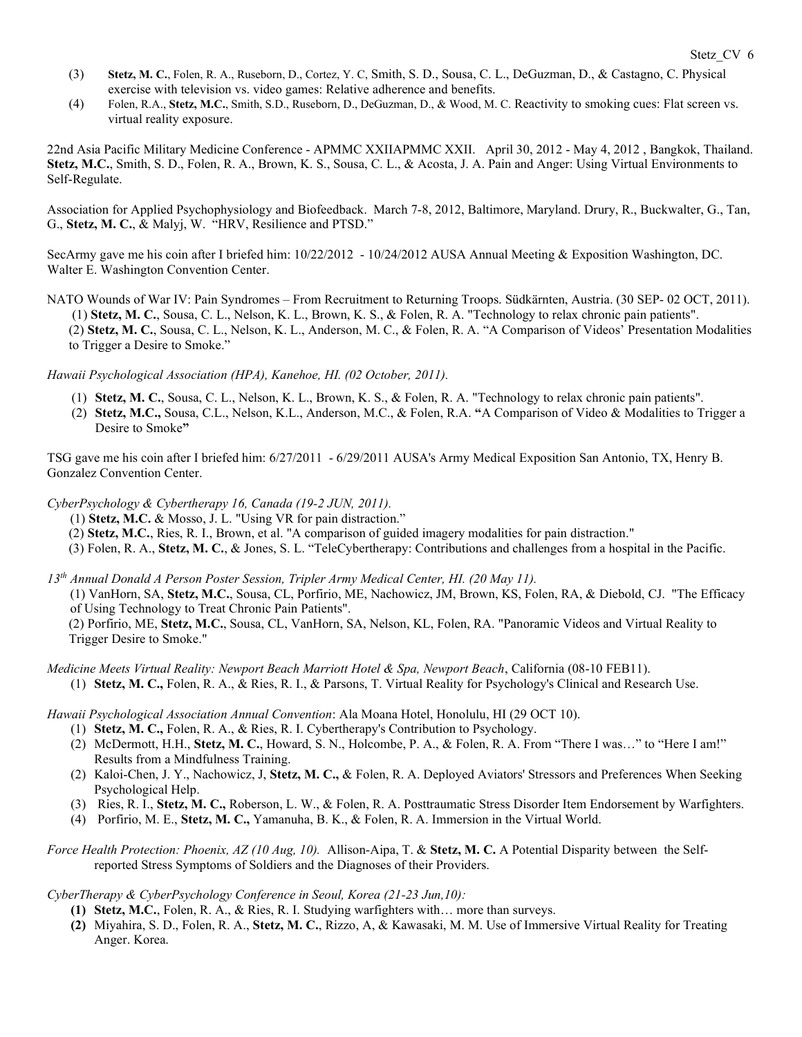(3) **Stetz, M. C.**, Folen, R. A., Ruseborn, D., Cortez, Y. C, Smith, S. D., Sousa, C. L., DeGuzman, D., & Castagno, C. Physical exercise with television vs. video games: Relative adherence and benefits.

(4) Folen, R.A., **Stetz, M.C.**, Smith, S.D., Ruseborn, D., DeGuzman, D., & Wood, M. C. Reactivity to smoking cues: Flat screen vs. virtual reality exposure.

22nd Asia Pacific Military Medicine Conference - APMMC XXIIAPMMC XXII. April 30, 2012 - May 4, 2012 , Bangkok, Thailand. **Stetz, M.C.**, Smith, S. D., Folen, R. A., Brown, K. S., Sousa, C. L., & Acosta, J. A. Pain and Anger: Using Virtual Environments to Self-Regulate.

Association for Applied Psychophysiology and Biofeedback. March 7-8, 2012, Baltimore, Maryland. Drury, R., Buckwalter, G., Tan, G., **Stetz, M. C.**, & Malyj, W. "HRV, Resilience and PTSD."

SecArmy gave me his coin after I briefed him: 10/22/2012 - 10/24/2012 AUSA Annual Meeting & Exposition Washington, DC. Walter E. Washington Convention Center.

NATO Wounds of War IV: Pain Syndromes – From Recruitment to Returning Troops. Südkärnten, Austria. (30 SEP- 02 OCT, 2011).

(1) **Stetz, M. C.**, Sousa, C. L., Nelson, K. L., Brown, K. S., & Folen, R. A. "Technology to relax chronic pain patients".

(2) **Stetz, M. C.**, Sousa, C. L., Nelson, K. L., Anderson, M. C., & Folen, R. A. "A Comparison of Videos' Presentation Modalities to Trigger a Desire to Smoke."

*Hawaii Psychological Association (HPA), Kanehoe, HI. (02 October, 2011).*

(1) **Stetz, M. C.**, Sousa, C. L., Nelson, K. L., Brown, K. S., & Folen, R. A. "Technology to relax chronic pain patients".

(2) **Stetz, M.C.,** Sousa, C.L., Nelson, K.L., Anderson, M.C., & Folen, R.A. **"**A Comparison of Video & Modalities to Trigger a Desire to Smoke**"**

TSG gave me his coin after I briefed him: 6/27/2011 - 6/29/2011 AUSA's Army Medical Exposition San Antonio, TX, Henry B. Gonzalez Convention Center.

*CyberPsychology & Cybertherapy 16, Canada (19-2 JUN, 2011).*

(1) **Stetz, M.C.** & Mosso, J. L. "Using VR for pain distraction."

(2) **Stetz, M.C.**, Ries, R. I., Brown, et al. "A comparison of guided imagery modalities for pain distraction."

(3) Folen, R. A., **Stetz, M. C.**, & Jones, S. L. "TeleCybertherapy: Contributions and challenges from a hospital in the Pacific.

*13th Annual Donald A Person Poster Session, Tripler Army Medical Center, HI. (20 May 11).*

(1) VanHorn, SA, **Stetz, M.C.**, Sousa, CL, Porfirio, ME, Nachowicz, JM, Brown, KS, Folen, RA, & Diebold, CJ. "The Efficacy of Using Technology to Treat Chronic Pain Patients".

(2) Porfirio, ME, **Stetz, M.C.**, Sousa, CL, VanHorn, SA, Nelson, KL, Folen, RA. "Panoramic Videos and Virtual Reality to Trigger Desire to Smoke."

*Medicine Meets Virtual Reality: Newport Beach Marriott Hotel & Spa, Newport Beach*, California (08-10 FEB11).

(1) **Stetz, M. C.,** Folen, R. A., & Ries, R. I., & Parsons, T. Virtual Reality for Psychology's Clinical and Research Use.

*Hawaii Psychological Association Annual Convention*: Ala Moana Hotel, Honolulu, HI (29 OCT 10).

(1) **Stetz, M. C.,** Folen, R. A., & Ries, R. I. Cybertherapy's Contribution to Psychology.

(2) McDermott, H.H., **Stetz, M. C.**, Howard, S. N., Holcombe, P. A., & Folen, R. A. From "There I was…" to "Here I am!" Results from a Mindfulness Training.

(2) Kaloi-Chen, J. Y., Nachowicz, J, **Stetz, M. C.,** & Folen, R. A. Deployed Aviators' Stressors and Preferences When Seeking Psychological Help.

(3) Ries, R. I., **Stetz, M. C.,** Roberson, L. W., & Folen, R. A. Posttraumatic Stress Disorder Item Endorsement by Warfighters.

(4) Porfirio, M. E., **Stetz, M. C.,** Yamanuha, B. K., & Folen, R. A. Immersion in the Virtual World.

*Force Health Protection: Phoenix, AZ (10 Aug, 10).* Allison-Aipa, T. & **Stetz, M. C.** A Potential Disparity between the Self-reported Stress Symptoms of Soldiers and the Diagnoses of their Providers.

*CyberTherapy & CyberPsychology Conference in Seoul, Korea (21-23 Jun,10):*

**(1)** **Stetz, M.C.**, Folen, R. A., & Ries, R. I. Studying warfighters with… more than surveys.

**(2)** Miyahira, S. D., Folen, R. A., **Stetz, M. C.**, Rizzo, A, & Kawasaki, M. M. Use of Immersive Virtual Reality for Treating Anger. Korea.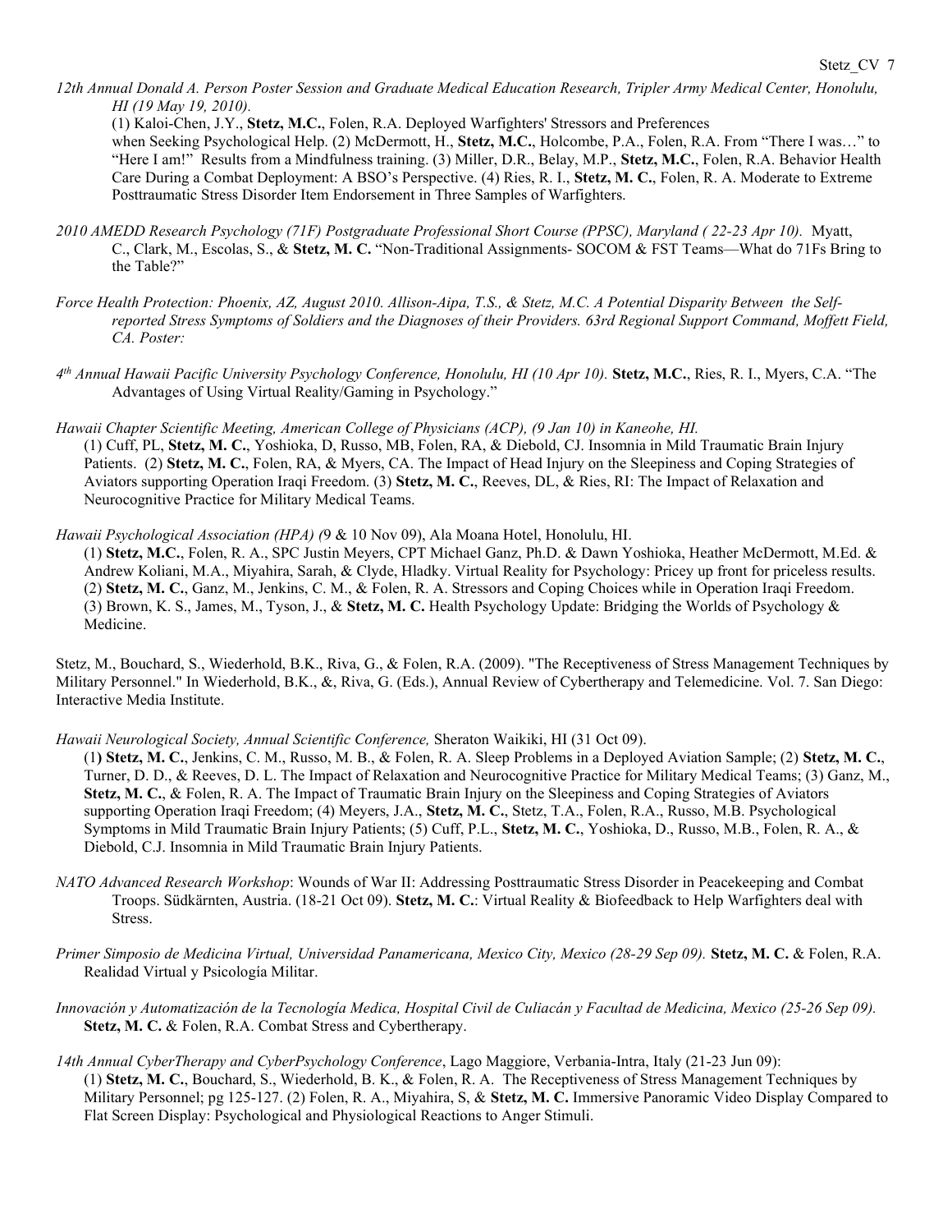*12th Annual Donald A. Person Poster Session and Graduate Medical Education Research, Tripler Army Medical Center, Honolulu, HI (19 May 19, 2010).*
(1) Kaloi-Chen, J.Y., **Stetz, M.C.**, Folen, R.A. Deployed Warfighters' Stressors and Preferences when Seeking Psychological Help. (2) McDermott, H., **Stetz, M.C.**, Holcombe, P.A., Folen, R.A. From "There I was…" to "Here I am!" Results from a Mindfulness training. (3) Miller, D.R., Belay, M.P., **Stetz, M.C.**, Folen, R.A. Behavior Health Care During a Combat Deployment: A BSO's Perspective. (4) Ries, R. I., **Stetz, M. C.**, Folen, R. A. Moderate to Extreme Posttraumatic Stress Disorder Item Endorsement in Three Samples of Warfighters.

*2010 AMEDD Research Psychology (71F) Postgraduate Professional Short Course (PPSC), Maryland ( 22-23 Apr 10).* Myatt, C., Clark, M., Escolas, S., & **Stetz, M. C.** "Non-Traditional Assignments- SOCOM & FST Teams—What do 71Fs Bring to the Table?"

*Force Health Protection: Phoenix, AZ, August 2010. Allison-Aipa, T.S., & Stetz, M.C. A Potential Disparity Between the Self-reported Stress Symptoms of Soldiers and the Diagnoses of their Providers. 63rd Regional Support Command, Moffett Field, CA. Poster:*

*4th Annual Hawaii Pacific University Psychology Conference, Honolulu, HI (10 Apr 10).* **Stetz, M.C.**, Ries, R. I., Myers, C.A. "The Advantages of Using Virtual Reality/Gaming in Psychology."

*Hawaii Chapter Scientific Meeting, American College of Physicians (ACP), (9 Jan 10) in Kaneohe, HI.*
(1) Cuff, PL, **Stetz, M. C.**, Yoshioka, D, Russo, MB, Folen, RA, & Diebold, CJ. Insomnia in Mild Traumatic Brain Injury Patients. (2) **Stetz, M. C.**, Folen, RA, & Myers, CA. The Impact of Head Injury on the Sleepiness and Coping Strategies of Aviators supporting Operation Iraqi Freedom. (3) **Stetz, M. C.**, Reeves, DL, & Ries, RI: The Impact of Relaxation and Neurocognitive Practice for Military Medical Teams.

*Hawaii Psychological Association (HPA) (*9 & 10 Nov 09), Ala Moana Hotel, Honolulu, HI.
(1) **Stetz, M.C.**, Folen, R. A., SPC Justin Meyers, CPT Michael Ganz, Ph.D. & Dawn Yoshioka, Heather McDermott, M.Ed. & Andrew Koliani, M.A., Miyahira, Sarah, & Clyde, Hladky. Virtual Reality for Psychology: Pricey up front for priceless results. (2) **Stetz, M. C.**, Ganz, M., Jenkins, C. M., & Folen, R. A. Stressors and Coping Choices while in Operation Iraqi Freedom. (3) Brown, K. S., James, M., Tyson, J., & **Stetz, M. C.** Health Psychology Update: Bridging the Worlds of Psychology & Medicine.

Stetz, M., Bouchard, S., Wiederhold, B.K., Riva, G., & Folen, R.A. (2009). "The Receptiveness of Stress Management Techniques by Military Personnel." In Wiederhold, B.K., &, Riva, G. (Eds.), Annual Review of Cybertherapy and Telemedicine. Vol. 7. San Diego: Interactive Media Institute.

*Hawaii Neurological Society, Annual Scientific Conference,* Sheraton Waikiki, HI (31 Oct 09).
(1) **Stetz, M. C.**, Jenkins, C. M., Russo, M. B., & Folen, R. A. Sleep Problems in a Deployed Aviation Sample; (2) **Stetz, M. C.**, Turner, D. D., & Reeves, D. L. The Impact of Relaxation and Neurocognitive Practice for Military Medical Teams; (3) Ganz, M., **Stetz, M. C.**, & Folen, R. A. The Impact of Traumatic Brain Injury on the Sleepiness and Coping Strategies of Aviators supporting Operation Iraqi Freedom; (4) Meyers, J.A., **Stetz, M. C.**, Stetz, T.A., Folen, R.A., Russo, M.B. Psychological Symptoms in Mild Traumatic Brain Injury Patients; (5) Cuff, P.L., **Stetz, M. C.**, Yoshioka, D., Russo, M.B., Folen, R. A., & Diebold, C.J. Insomnia in Mild Traumatic Brain Injury Patients.

*NATO Advanced Research Workshop*: Wounds of War II: Addressing Posttraumatic Stress Disorder in Peacekeeping and Combat Troops. Südkärnten, Austria. (18-21 Oct 09). **Stetz, M. C.**: Virtual Reality & Biofeedback to Help Warfighters deal with Stress.

*Primer Simposio de Medicina Virtual, Universidad Panamericana, Mexico City, Mexico (28-29 Sep 09).* **Stetz, M. C.** & Folen, R.A. Realidad Virtual y Psicología Militar.

*Innovación y Automatización de la Tecnología Medica, Hospital Civil de Culiacán y Facultad de Medicina, Mexico (25-26 Sep 09).* **Stetz, M. C.** & Folen, R.A. Combat Stress and Cybertherapy.

*14th Annual CyberTherapy and CyberPsychology Conference*, Lago Maggiore, Verbania-Intra, Italy (21-23 Jun 09):
(1) **Stetz, M. C.**, Bouchard, S., Wiederhold, B. K., & Folen, R. A. The Receptiveness of Stress Management Techniques by Military Personnel; pg 125-127. (2) Folen, R. A., Miyahira, S, & **Stetz, M. C.** Immersive Panoramic Video Display Compared to Flat Screen Display: Psychological and Physiological Reactions to Anger Stimuli.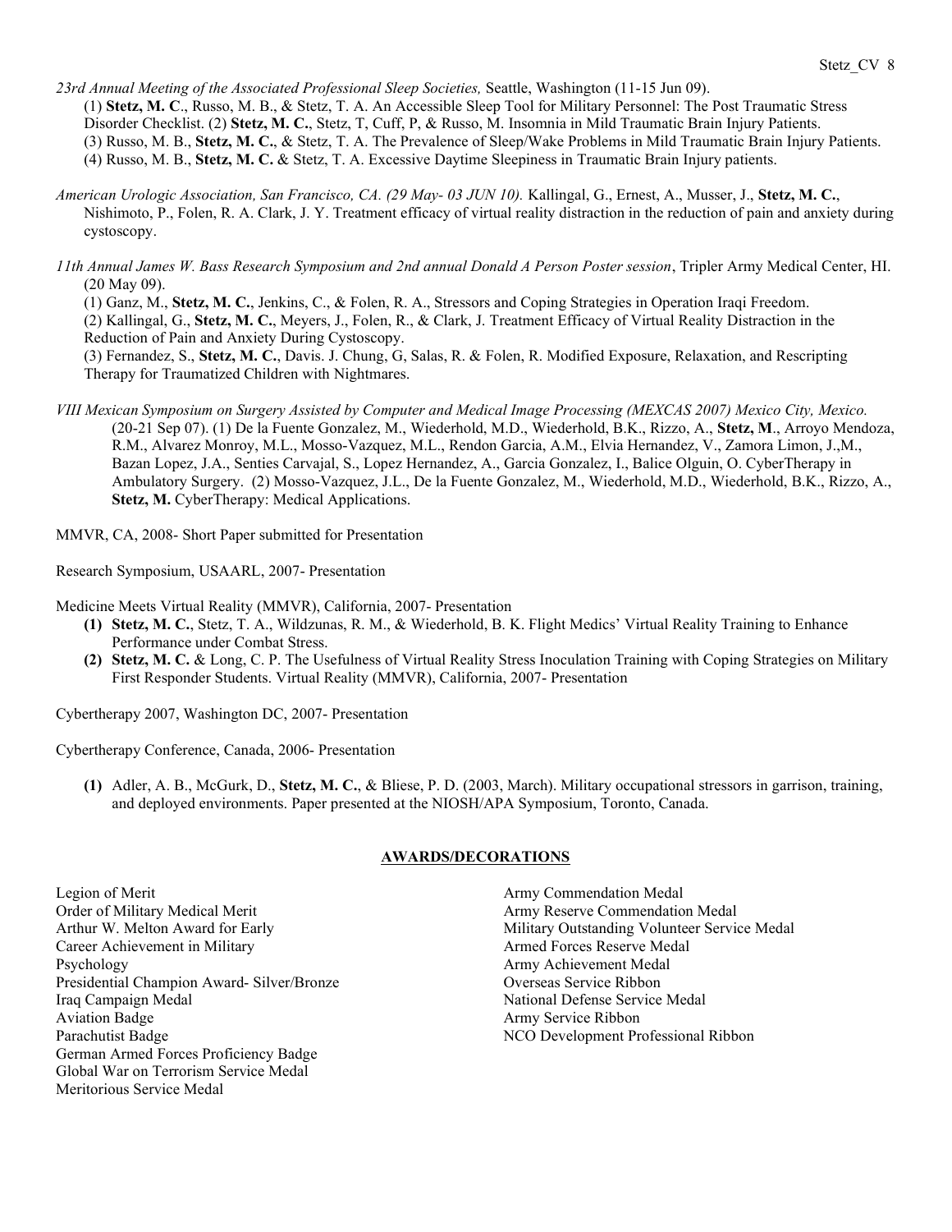*23rd Annual Meeting of the Associated Professional Sleep Societies,* Seattle, Washington (11-15 Jun 09).
(1) **Stetz, M. C**., Russo, M. B., & Stetz, T. A. An Accessible Sleep Tool for Military Personnel: The Post Traumatic Stress Disorder Checklist. (2) **Stetz, M. C.**, Stetz, T, Cuff, P, & Russo, M. Insomnia in Mild Traumatic Brain Injury Patients. (3) Russo, M. B., **Stetz, M. C.**, & Stetz, T. A. The Prevalence of Sleep/Wake Problems in Mild Traumatic Brain Injury Patients. (4) Russo, M. B., **Stetz, M. C.** & Stetz, T. A. Excessive Daytime Sleepiness in Traumatic Brain Injury patients.

*American Urologic Association, San Francisco, CA. (29 May- 03 JUN 10).* Kallingal, G., Ernest, A., Musser, J., **Stetz, M. C.**, Nishimoto, P., Folen, R. A. Clark, J. Y. Treatment efficacy of virtual reality distraction in the reduction of pain and anxiety during cystoscopy.

*11th Annual James W. Bass Research Symposium and 2nd annual Donald A Person Poster session*, Tripler Army Medical Center, HI. (20 May 09).
(1) Ganz, M., **Stetz, M. C.**, Jenkins, C., & Folen, R. A., Stressors and Coping Strategies in Operation Iraqi Freedom.
(2) Kallingal, G., **Stetz, M. C.**, Meyers, J., Folen, R., & Clark, J. Treatment Efficacy of Virtual Reality Distraction in the Reduction of Pain and Anxiety During Cystoscopy.
(3) Fernandez, S., **Stetz, M. C.**, Davis. J. Chung, G, Salas, R. & Folen, R. Modified Exposure, Relaxation, and Rescripting Therapy for Traumatized Children with Nightmares.

*VIII Mexican Symposium on Surgery Assisted by Computer and Medical Image Processing (MEXCAS 2007) Mexico City, Mexico.* (20-21 Sep 07). (1) De la Fuente Gonzalez, M., Wiederhold, M.D., Wiederhold, B.K., Rizzo, A., **Stetz, M**., Arroyo Mendoza, R.M., Alvarez Monroy, M.L., Mosso-Vazquez, M.L., Rendon Garcia, A.M., Elvia Hernandez, V., Zamora Limon, J.,M., Bazan Lopez, J.A., Senties Carvajal, S., Lopez Hernandez, A., Garcia Gonzalez, I., Balice Olguin, O. CyberTherapy in Ambulatory Surgery. (2) Mosso-Vazquez, J.L., De la Fuente Gonzalez, M., Wiederhold, M.D., Wiederhold, B.K., Rizzo, A., **Stetz, M.** CyberTherapy: Medical Applications.

MMVR, CA, 2008- Short Paper submitted for Presentation

Research Symposium, USAARL, 2007- Presentation

Medicine Meets Virtual Reality (MMVR), California, 2007- Presentation

1. **Stetz, M. C.**, Stetz, T. A., Wildzunas, R. M., & Wiederhold, B. K. Flight Medics' Virtual Reality Training to Enhance Performance under Combat Stress.
2. **Stetz, M. C.** & Long, C. P. The Usefulness of Virtual Reality Stress Inoculation Training with Coping Strategies on Military First Responder Students. Virtual Reality (MMVR), California, 2007- Presentation

Cybertherapy 2007, Washington DC, 2007- Presentation

Cybertherapy Conference, Canada, 2006- Presentation

1. Adler, A. B., McGurk, D., **Stetz, M. C.**, & Bliese, P. D. (2003, March). Military occupational stressors in garrison, training, and deployed environments. Paper presented at the NIOSH/APA Symposium, Toronto, Canada.

## AWARDS/DECORATIONS

Legion of Merit
Order of Military Medical Merit
Arthur W. Melton Award for Early Career Achievement in Military Psychology
Presidential Champion Award- Silver/Bronze
Iraq Campaign Medal
Aviation Badge
Parachutist Badge
German Armed Forces Proficiency Badge
Global War on Terrorism Service Medal
Meritorious Service Medal
Army Commendation Medal
Army Reserve Commendation Medal
Military Outstanding Volunteer Service Medal
Armed Forces Reserve Medal
Army Achievement Medal
Overseas Service Ribbon
National Defense Service Medal
Army Service Ribbon
NCO Development Professional Ribbon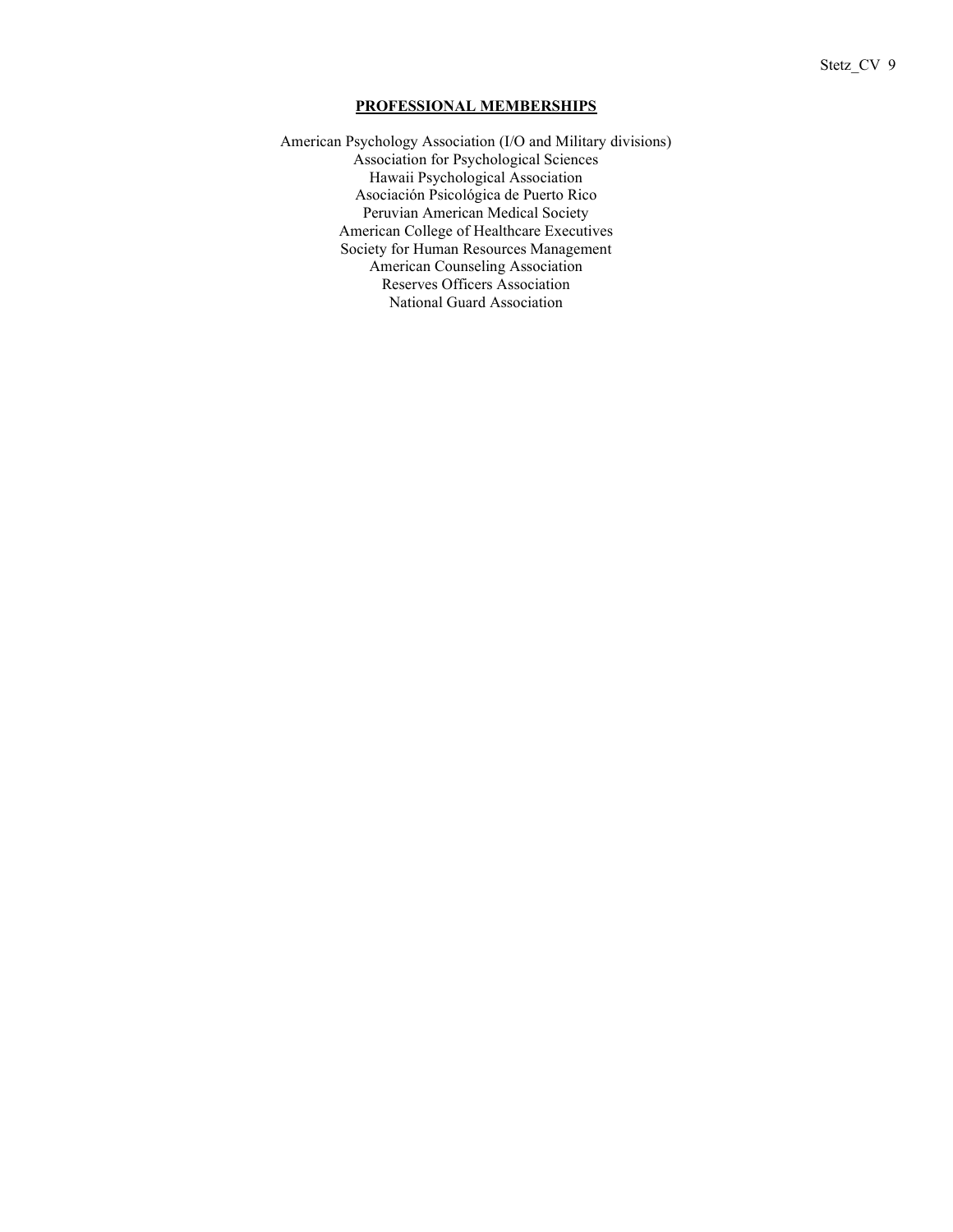## PROFESSIONAL MEMBERSHIPS

American Psychology Association (I/O and Military divisions)
Association for Psychological Sciences
Hawaii Psychological Association
Asociación Psicológica de Puerto Rico
Peruvian American Medical Society
American College of Healthcare Executives
Society for Human Resources Management
American Counseling Association
Reserves Officers Association
National Guard Association